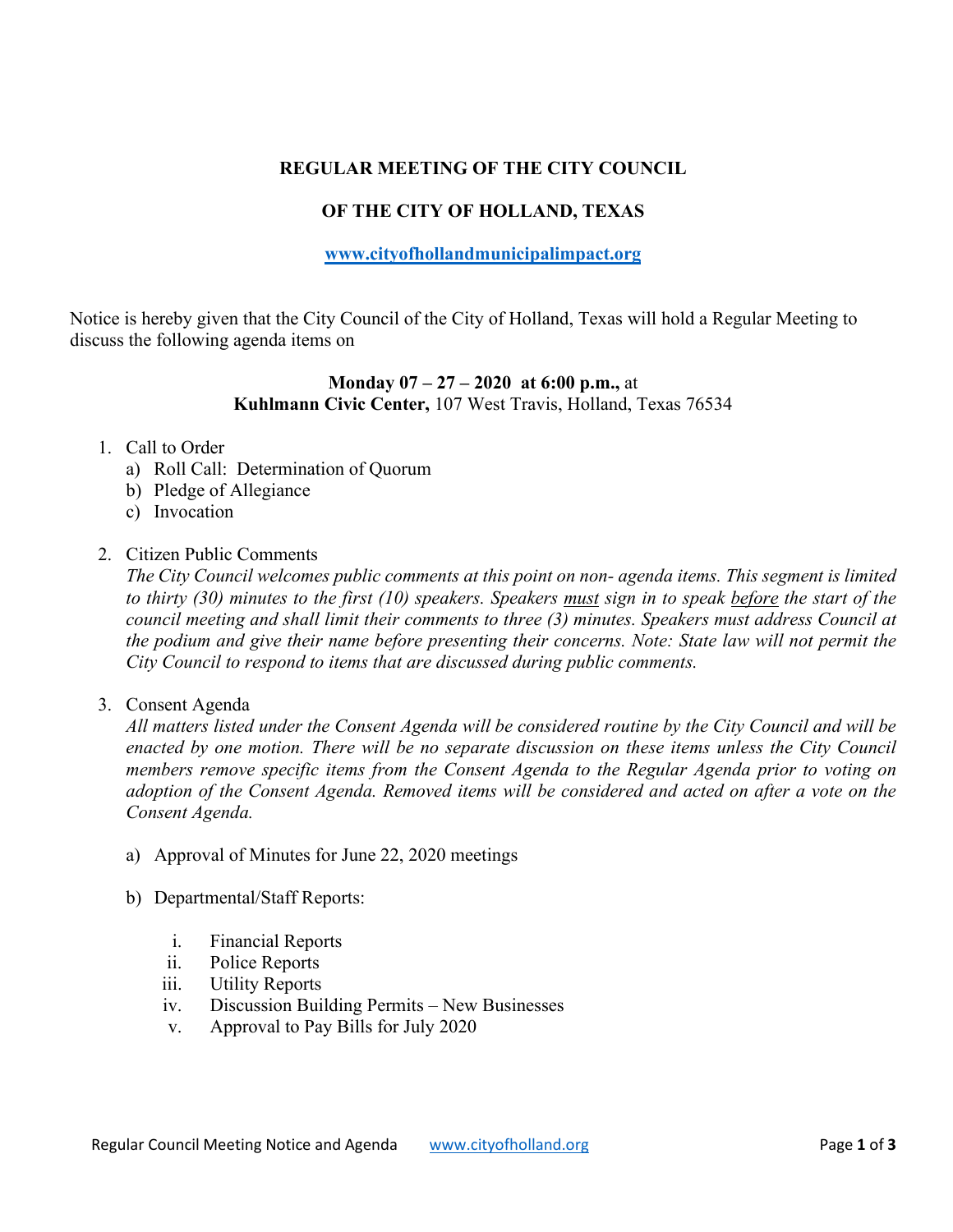**REGULAR MEETING OF THE CITY COUNCIL**

**OF THE CITY OF HOLLAND, TEXAS**

**[www.cityofhollandmunicipalimpact.org](http://www.cityofhollandmunicipalimpact.org)**

Notice is hereby given that the City Council of the City of Holland, Texas will hold a Regular Meeting to discuss the following agenda items on

**Monday 07 – 27 – 2020 at 6:00 p.m.,** at
**Kuhlmann Civic Center,** 107 West Travis, Holland, Texas 76534

1. Call to Order
   a) Roll Call: Determination of Quorum
   b) Pledge of Allegiance
   c) Invocation

2. Citizen Public Comments
   *The City Council welcomes public comments at this point on non- agenda items. This segment is limited to thirty (30) minutes to the first (10) speakers. Speakers must sign in to speak before the start of the council meeting and shall limit their comments to three (3) minutes. Speakers must address Council at the podium and give their name before presenting their concerns. Note: State law will not permit the City Council to respond to items that are discussed during public comments.*

3. Consent Agenda
   *All matters listed under the Consent Agenda will be considered routine by the City Council and will be enacted by one motion. There will be no separate discussion on these items unless the City Council members remove specific items from the Consent Agenda to the Regular Agenda prior to voting on adoption of the Consent Agenda. Removed items will be considered and acted on after a vote on the Consent Agenda.*

   a) Approval of Minutes for June 22, 2020 meetings

   b) Departmental/Staff Reports:

      i. Financial Reports
      ii. Police Reports
      iii. Utility Reports
      iv. Discussion Building Permits – New Businesses
      v. Approval to Pay Bills for July 2020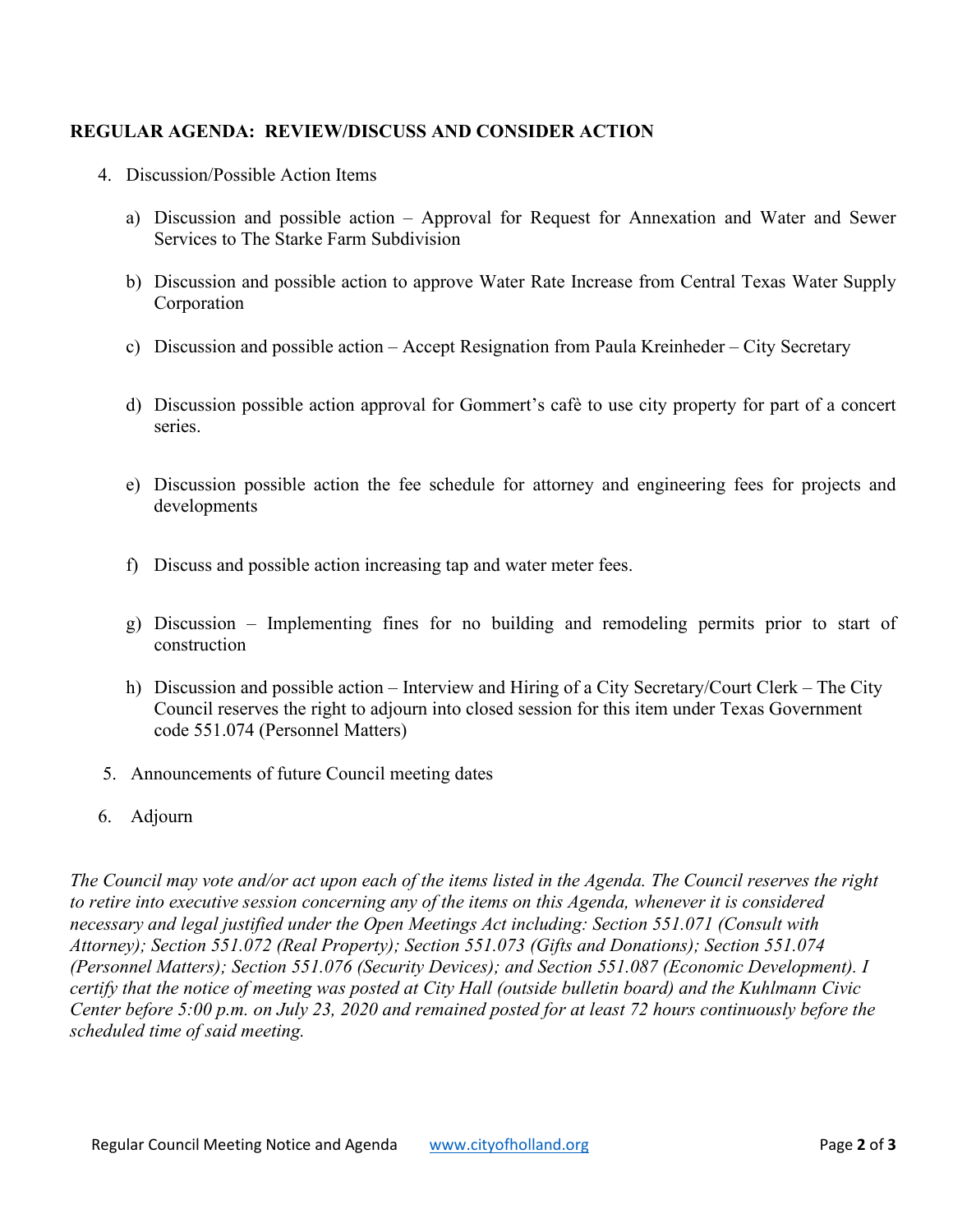**REGULAR AGENDA: REVIEW/DISCUSS AND CONSIDER ACTION**

4. Discussion/Possible Action Items

    a) Discussion and possible action – Approval for Request for Annexation and Water and Sewer Services to The Starke Farm Subdivision

    b) Discussion and possible action to approve Water Rate Increase from Central Texas Water Supply Corporation

    c) Discussion and possible action – Accept Resignation from Paula Kreinheder – City Secretary

    d) Discussion possible action approval for Gommert's cafè to use city property for part of a concert series.

    e) Discussion possible action the fee schedule for attorney and engineering fees for projects and developments

    f) Discuss and possible action increasing tap and water meter fees.

    g) Discussion – Implementing fines for no building and remodeling permits prior to start of construction

    h) Discussion and possible action – Interview and Hiring of a City Secretary/Court Clerk – The City Council reserves the right to adjourn into closed session for this item under Texas Government code 551.074 (Personnel Matters)

5. Announcements of future Council meeting dates

6. Adjourn

*The Council may vote and/or act upon each of the items listed in the Agenda. The Council reserves the right to retire into executive session concerning any of the items on this Agenda, whenever it is considered necessary and legal justified under the Open Meetings Act including: Section 551.071 (Consult with Attorney); Section 551.072 (Real Property); Section 551.073 (Gifts and Donations); Section 551.074 (Personnel Matters); Section 551.076 (Security Devices); and Section 551.087 (Economic Development). I certify that the notice of meeting was posted at City Hall (outside bulletin board) and the Kuhlmann Civic Center before 5:00 p.m. on July 23, 2020 and remained posted for at least 72 hours continuously before the scheduled time of said meeting.*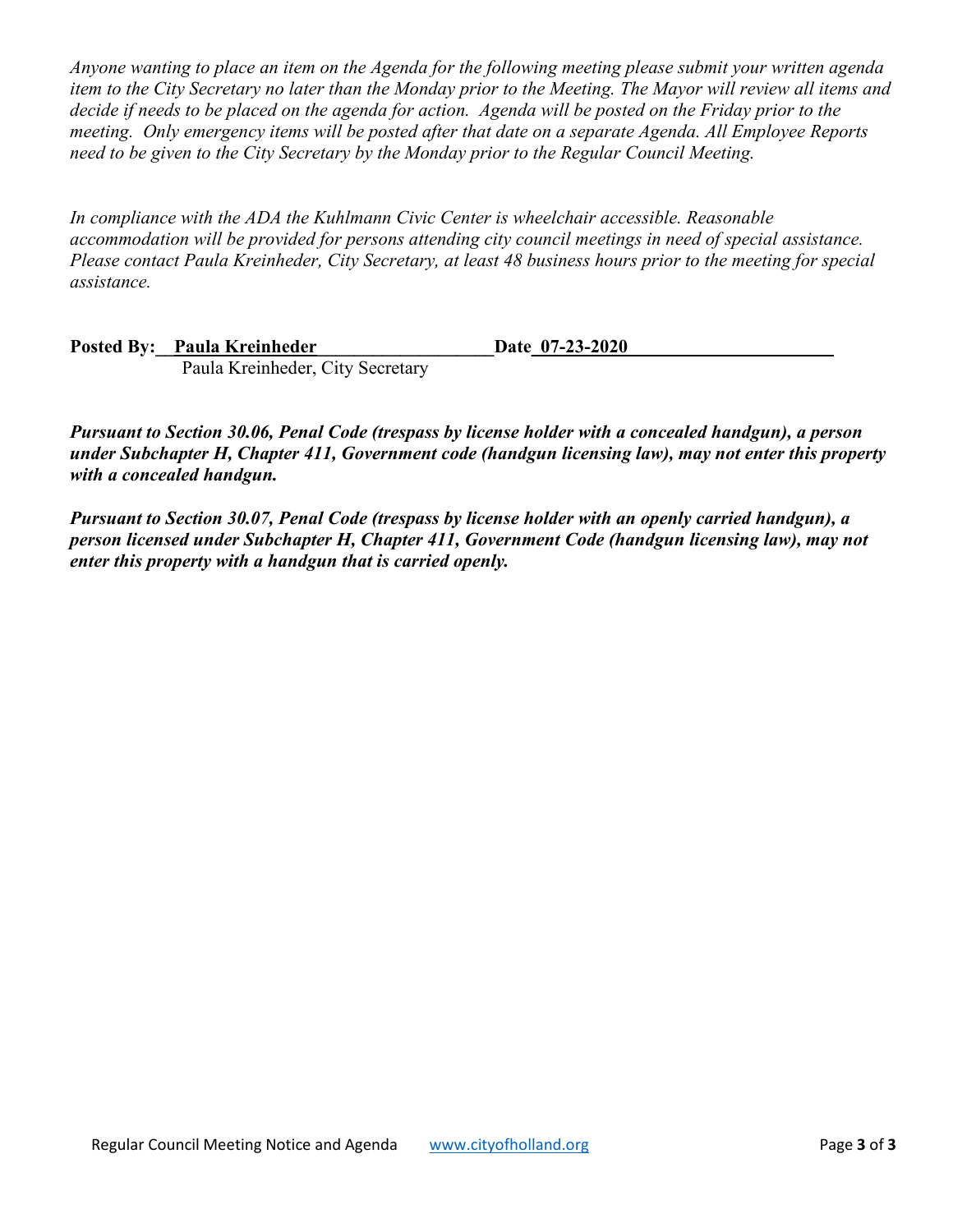*Anyone wanting to place an item on the Agenda for the following meeting please submit your written agenda item to the City Secretary no later than the Monday prior to the Meeting. The Mayor will review all items and decide if needs to be placed on the agenda for action. Agenda will be posted on the Friday prior to the meeting. Only emergency items will be posted after that date on a separate Agenda. All Employee Reports need to be given to the City Secretary by the Monday prior to the Regular Council Meeting.*

*In compliance with the ADA the Kuhlmann Civic Center is wheelchair accessible. Reasonable accommodation will be provided for persons attending city council meetings in need of special assistance. Please contact Paula Kreinheder, City Secretary, at least 48 business hours prior to the meeting for special assistance.*

**Posted By: Paula Kreinheder** **Date 07-23-2020**

Paula Kreinheder, City Secretary

***Pursuant to Section 30.06, Penal Code (trespass by license holder with a concealed handgun), a person under Subchapter H, Chapter 411, Government code (handgun licensing law), may not enter this property with a concealed handgun.***

***Pursuant to Section 30.07, Penal Code (trespass by license holder with an openly carried handgun), a person licensed under Subchapter H, Chapter 411, Government Code (handgun licensing law), may not enter this property with a handgun that is carried openly.***